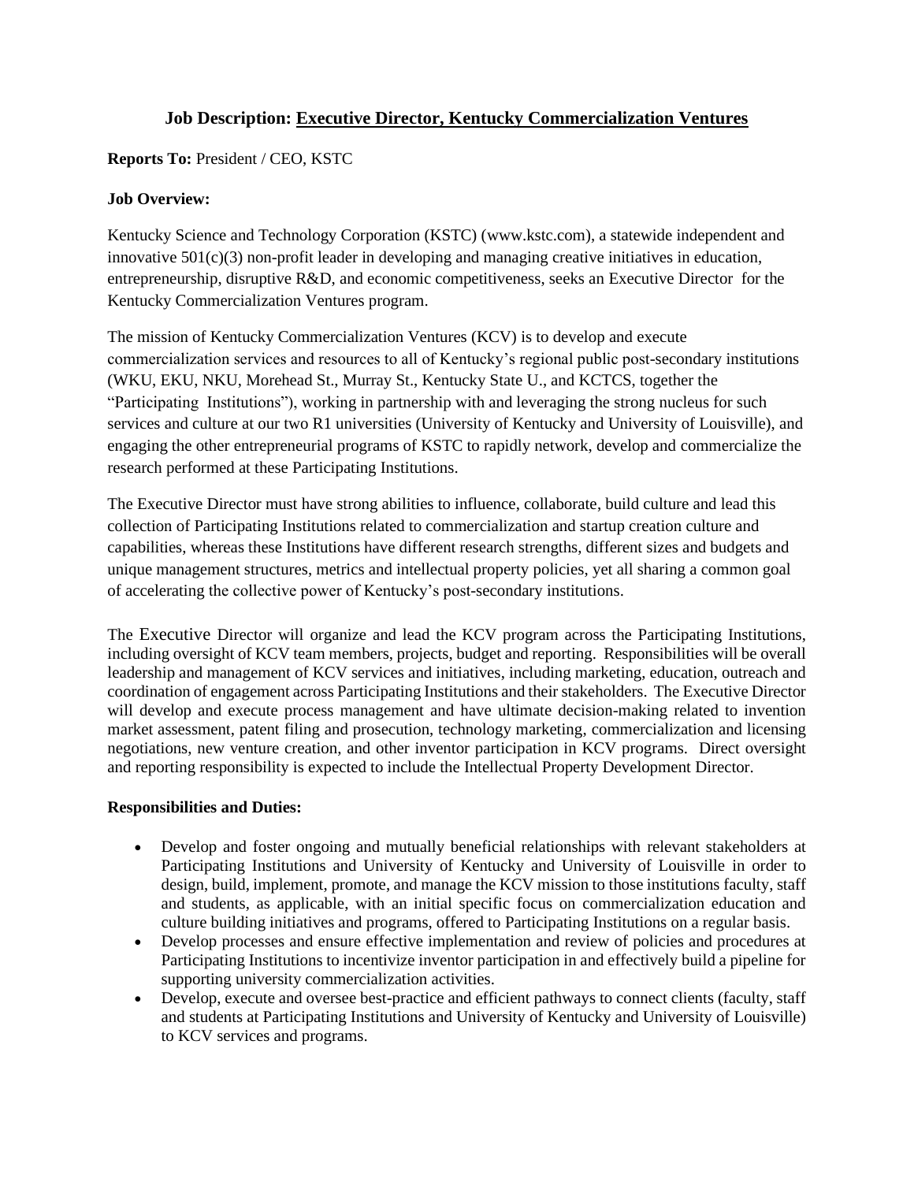# Job Description: Executive Director, Kentucky Commercialization Ventures

**Reports To:** President / CEO, KSTC

**Job Overview:**

Kentucky Science and Technology Corporation (KSTC) (www.kstc.com), a statewide independent and innovative 501(c)(3) non-profit leader in developing and managing creative initiatives in education, entrepreneurship, disruptive R&D, and economic competitiveness, seeks an Executive Director for the Kentucky Commercialization Ventures program.

The mission of Kentucky Commercialization Ventures (KCV) is to develop and execute commercialization services and resources to all of Kentucky's regional public post-secondary institutions (WKU, EKU, NKU, Morehead St., Murray St., Kentucky State U., and KCTCS, together the "Participating Institutions"), working in partnership with and leveraging the strong nucleus for such services and culture at our two R1 universities (University of Kentucky and University of Louisville), and engaging the other entrepreneurial programs of KSTC to rapidly network, develop and commercialize the research performed at these Participating Institutions.

The Executive Director must have strong abilities to influence, collaborate, build culture and lead this collection of Participating Institutions related to commercialization and startup creation culture and capabilities, whereas these Institutions have different research strengths, different sizes and budgets and unique management structures, metrics and intellectual property policies, yet all sharing a common goal of accelerating the collective power of Kentucky's post-secondary institutions.

The Executive Director will organize and lead the KCV program across the Participating Institutions, including oversight of KCV team members, projects, budget and reporting. Responsibilities will be overall leadership and management of KCV services and initiatives, including marketing, education, outreach and coordination of engagement across Participating Institutions and their stakeholders. The Executive Director will develop and execute process management and have ultimate decision-making related to invention market assessment, patent filing and prosecution, technology marketing, commercialization and licensing negotiations, new venture creation, and other inventor participation in KCV programs. Direct oversight and reporting responsibility is expected to include the Intellectual Property Development Director.

**Responsibilities and Duties:**

- Develop and foster ongoing and mutually beneficial relationships with relevant stakeholders at Participating Institutions and University of Kentucky and University of Louisville in order to design, build, implement, promote, and manage the KCV mission to those institutions faculty, staff and students, as applicable, with an initial specific focus on commercialization education and culture building initiatives and programs, offered to Participating Institutions on a regular basis.
- Develop processes and ensure effective implementation and review of policies and procedures at Participating Institutions to incentivize inventor participation in and effectively build a pipeline for supporting university commercialization activities.
- Develop, execute and oversee best-practice and efficient pathways to connect clients (faculty, staff and students at Participating Institutions and University of Kentucky and University of Louisville) to KCV services and programs.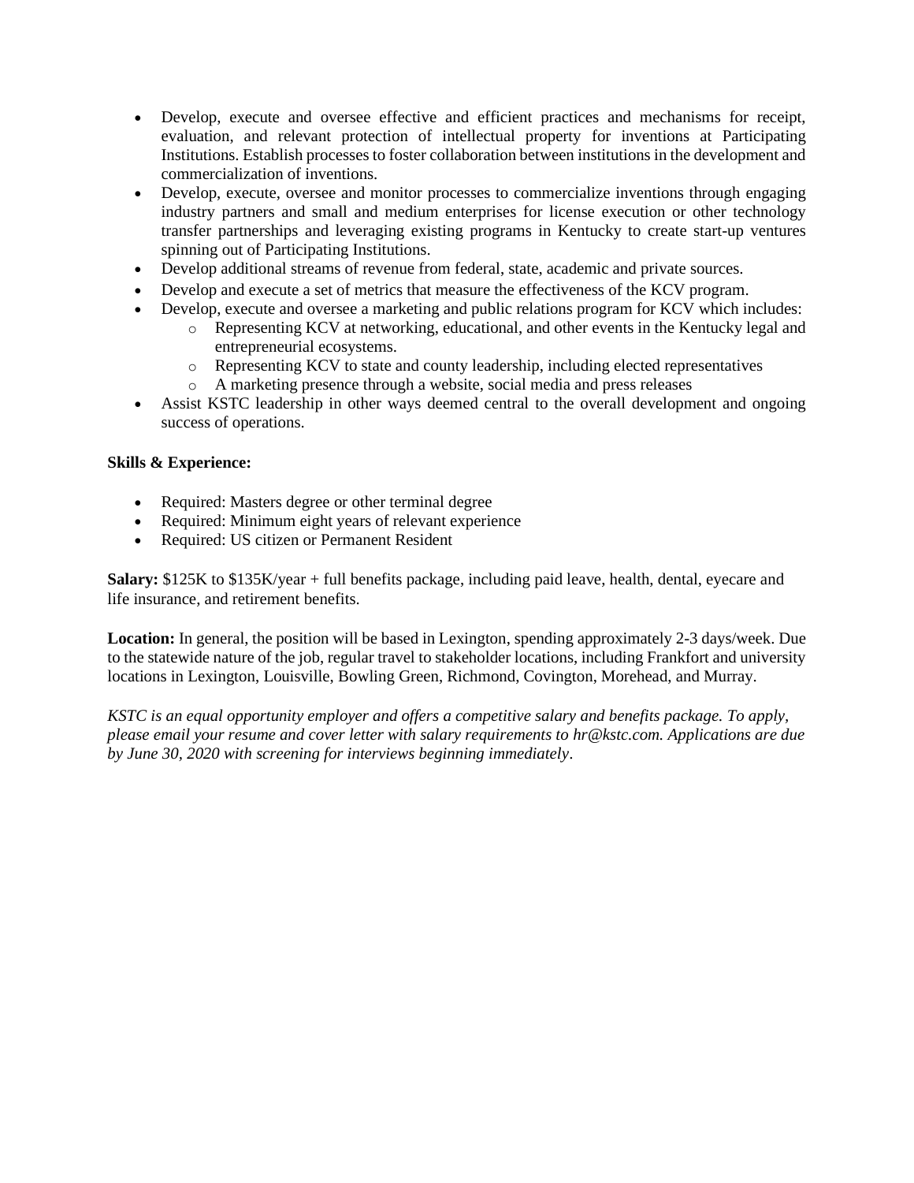- Develop, execute and oversee effective and efficient practices and mechanisms for receipt, evaluation, and relevant protection of intellectual property for inventions at Participating Institutions. Establish processes to foster collaboration between institutions in the development and commercialization of inventions.
- Develop, execute, oversee and monitor processes to commercialize inventions through engaging industry partners and small and medium enterprises for license execution or other technology transfer partnerships and leveraging existing programs in Kentucky to create start-up ventures spinning out of Participating Institutions.
- Develop additional streams of revenue from federal, state, academic and private sources.
- Develop and execute a set of metrics that measure the effectiveness of the KCV program.
- Develop, execute and oversee a marketing and public relations program for KCV which includes:
  - Representing KCV at networking, educational, and other events in the Kentucky legal and entrepreneurial ecosystems.
  - Representing KCV to state and county leadership, including elected representatives
  - A marketing presence through a website, social media and press releases
- Assist KSTC leadership in other ways deemed central to the overall development and ongoing success of operations.

**Skills & Experience:**

- Required: Masters degree or other terminal degree
- Required: Minimum eight years of relevant experience
- Required: US citizen or Permanent Resident

**Salary:** $125K to $135K/year + full benefits package, including paid leave, health, dental, eyecare and life insurance, and retirement benefits.

**Location:** In general, the position will be based in Lexington, spending approximately 2-3 days/week. Due to the statewide nature of the job, regular travel to stakeholder locations, including Frankfort and university locations in Lexington, Louisville, Bowling Green, Richmond, Covington, Morehead, and Murray.

*KSTC is an equal opportunity employer and offers a competitive salary and benefits package. To apply, please email your resume and cover letter with salary requirements to hr@kstc.com. Applications are due by June 30, 2020 with screening for interviews beginning immediately*.